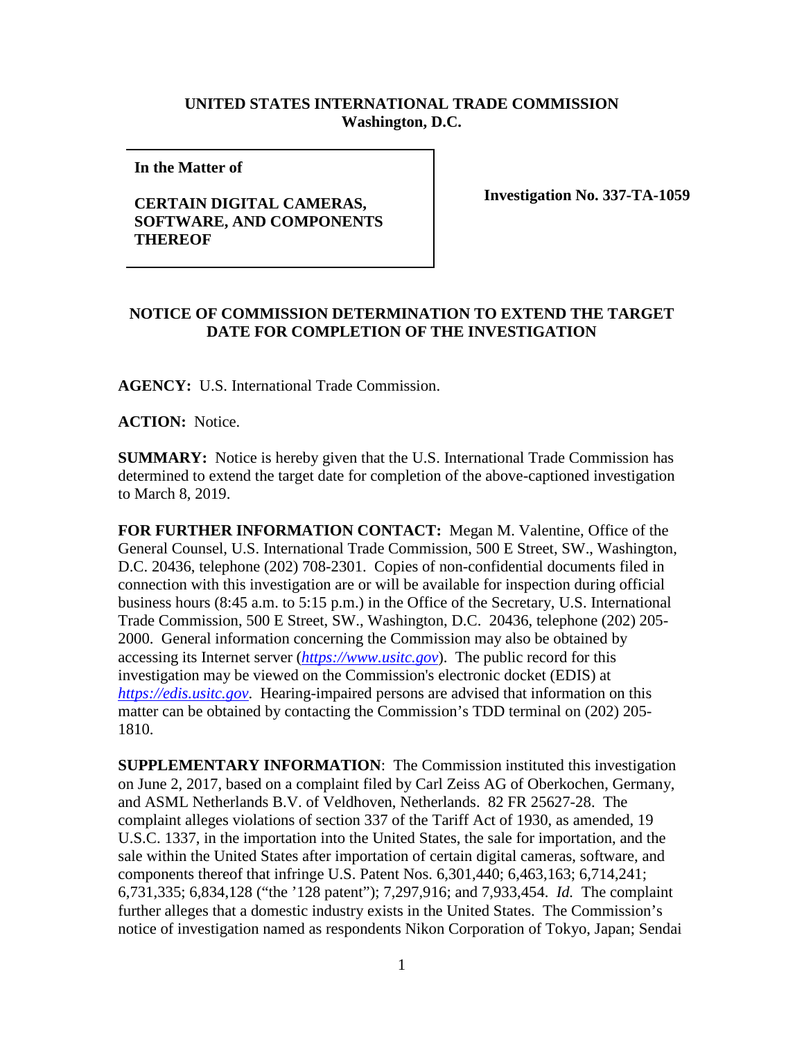**UNITED STATES INTERNATIONAL TRADE COMMISSION**
**Washington, D.C.**

| **In the Matter of**<br><br>**CERTAIN DIGITAL CAMERAS, SOFTWARE, AND COMPONENTS THEREOF** | **Investigation No. 337-TA-1059** |
|---|---|

**NOTICE OF COMMISSION DETERMINATION TO EXTEND THE TARGET DATE FOR COMPLETION OF THE INVESTIGATION**

**AGENCY:** U.S. International Trade Commission.

**ACTION:** Notice.

**SUMMARY:** Notice is hereby given that the U.S. International Trade Commission has determined to extend the target date for completion of the above-captioned investigation to March 8, 2019.

**FOR FURTHER INFORMATION CONTACT:** Megan M. Valentine, Office of the General Counsel, U.S. International Trade Commission, 500 E Street, SW., Washington, D.C. 20436, telephone (202) 708-2301. Copies of non-confidential documents filed in connection with this investigation are or will be available for inspection during official business hours (8:45 a.m. to 5:15 p.m.) in the Office of the Secretary, U.S. International Trade Commission, 500 E Street, SW., Washington, D.C. 20436, telephone (202) 205-2000. General information concerning the Commission may also be obtained by accessing its Internet server (*https://www.usitc.gov*). The public record for this investigation may be viewed on the Commission's electronic docket (EDIS) at *https://edis.usitc.gov*. Hearing-impaired persons are advised that information on this matter can be obtained by contacting the Commission's TDD terminal on (202) 205-1810.

**SUPPLEMENTARY INFORMATION**: The Commission instituted this investigation on June 2, 2017, based on a complaint filed by Carl Zeiss AG of Oberkochen, Germany, and ASML Netherlands B.V. of Veldhoven, Netherlands. 82 FR 25627-28. The complaint alleges violations of section 337 of the Tariff Act of 1930, as amended, 19 U.S.C. 1337, in the importation into the United States, the sale for importation, and the sale within the United States after importation of certain digital cameras, software, and components thereof that infringe U.S. Patent Nos. 6,301,440; 6,463,163; 6,714,241; 6,731,335; 6,834,128 ("the '128 patent"); 7,297,916; and 7,933,454. *Id.* The complaint further alleges that a domestic industry exists in the United States. The Commission's notice of investigation named as respondents Nikon Corporation of Tokyo, Japan; Sendai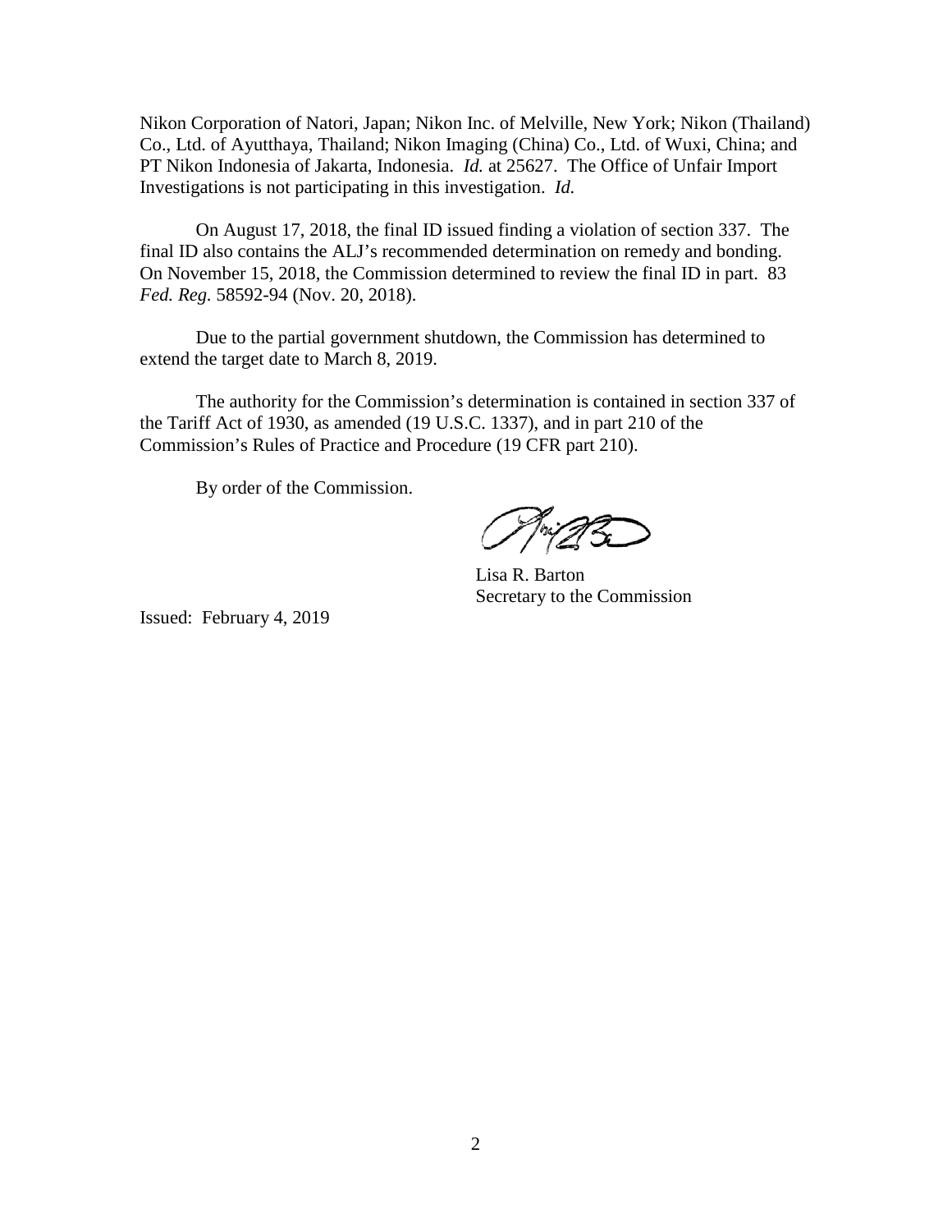Nikon Corporation of Natori, Japan; Nikon Inc. of Melville, New York; Nikon (Thailand) Co., Ltd. of Ayutthaya, Thailand; Nikon Imaging (China) Co., Ltd. of Wuxi, China; and PT Nikon Indonesia of Jakarta, Indonesia. *Id.* at 25627. The Office of Unfair Import Investigations is not participating in this investigation. *Id.*

On August 17, 2018, the final ID issued finding a violation of section 337. The final ID also contains the ALJ's recommended determination on remedy and bonding. On November 15, 2018, the Commission determined to review the final ID in part. 83 *Fed. Reg.* 58592-94 (Nov. 20, 2018).

Due to the partial government shutdown, the Commission has determined to extend the target date to March 8, 2019.

The authority for the Commission's determination is contained in section 337 of the Tariff Act of 1930, as amended (19 U.S.C. 1337), and in part 210 of the Commission's Rules of Practice and Procedure (19 CFR part 210).

By order of the Commission.

Lisa R. Barton
Secretary to the Commission

Issued: February 4, 2019